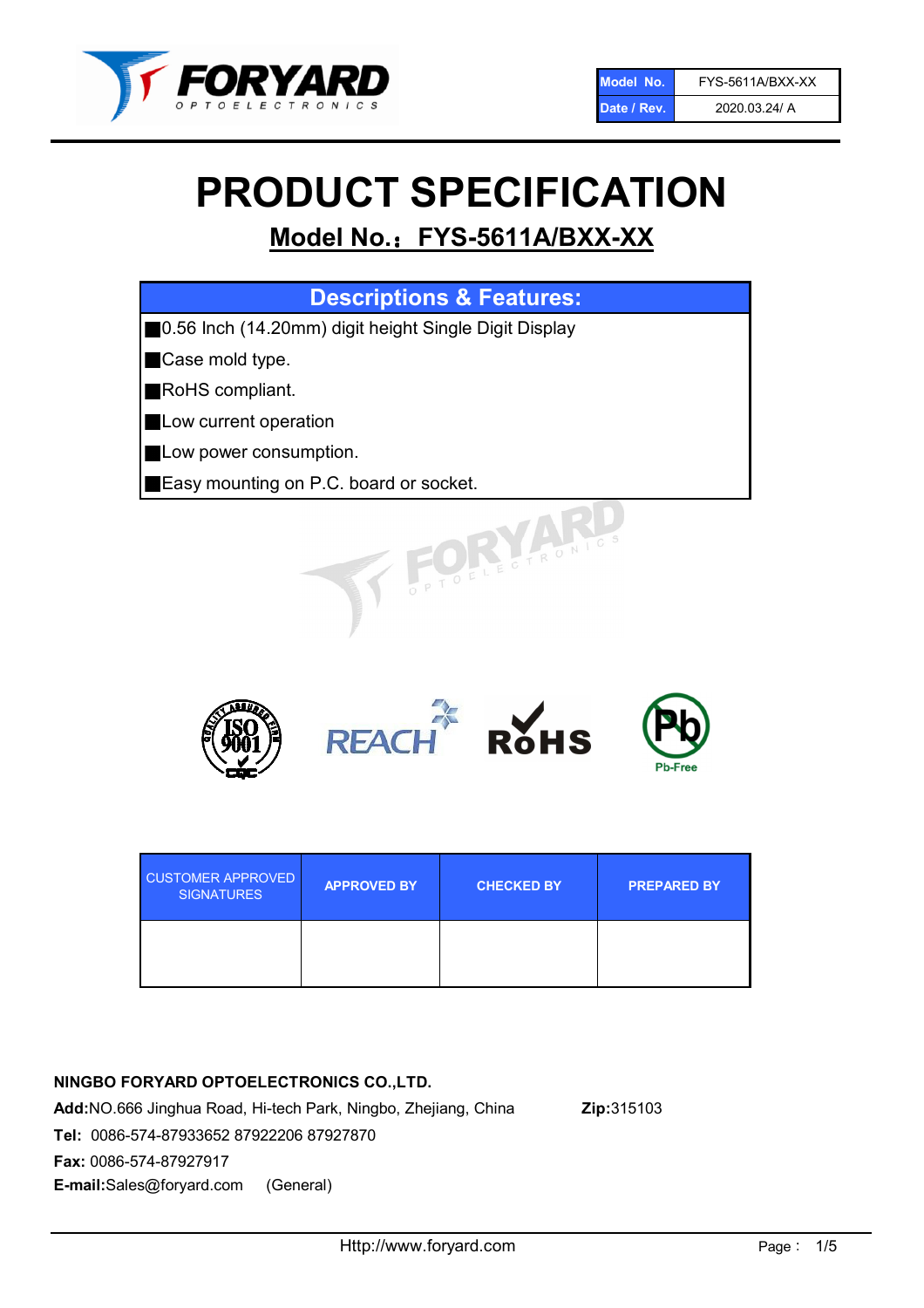| Model No. | FYS-5611A/BXX-XX |
| --- | --- |
| Date / Rev. | 2020.03.24/ A |

# PRODUCT SPECIFICATION

## Model No.：FYS-5611A/BXX-XX

| Descriptions & Features: |
| --- |
| ■0.56 Inch (14.20mm) digit height Single Digit Display |
| ■Case mold type. |
| ■RoHS compliant. |
| ■Low current operation |
| ■Low power consumption. |
| ■Easy mounting on P.C. board or socket. |

| CUSTOMER APPROVED SIGNATURES | APPROVED BY | CHECKED BY | PREPARED BY |
| --- | --- | --- | --- |
| | | | |

**NINGBO FORYARD OPTOELECTRONICS CO.,LTD.**

**Add:**NO.666 Jinghua Road, Hi-tech Park, Ningbo, Zhejiang, China **Zip:**315103

**Tel:** 0086-574-87933652 87922206 87927870

**Fax:** 0086-574-87927917

**E-mail:**Sales@foryard.com (General)

Http://www.foryard.com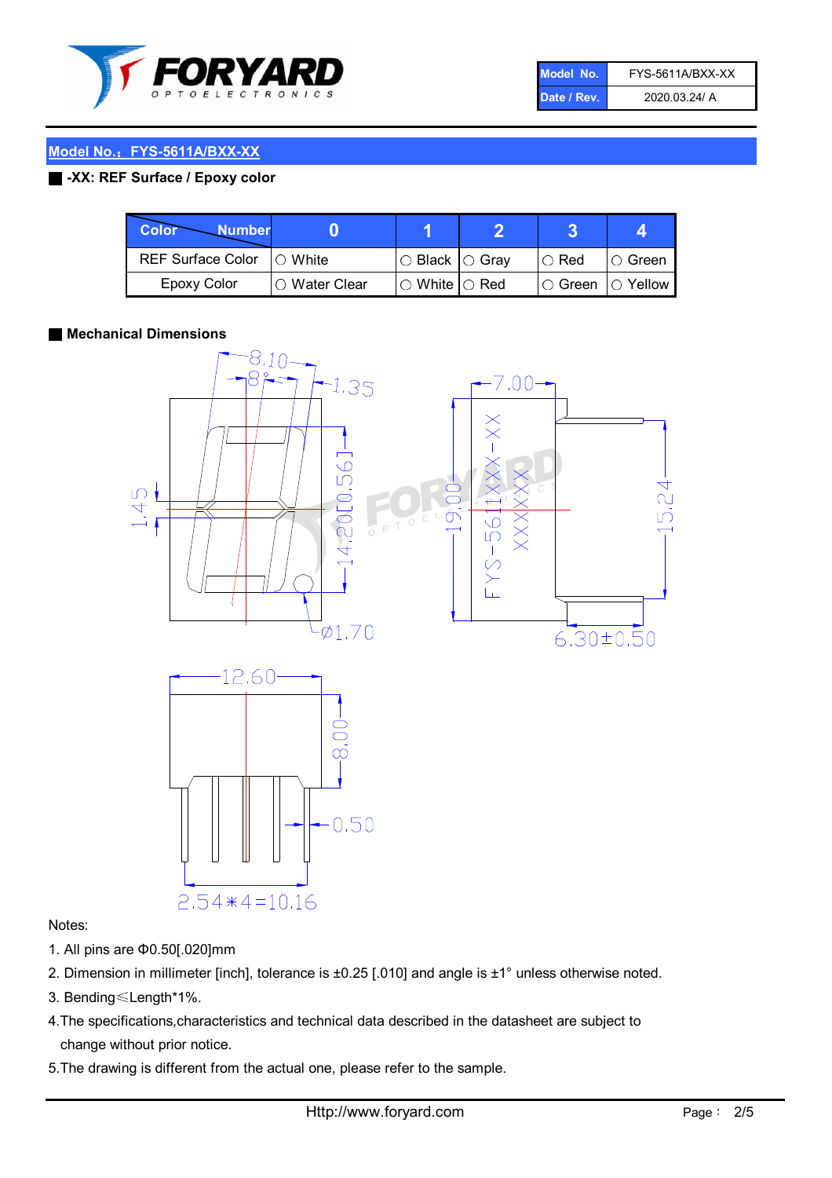| Model No. | FYS-5611A/BXX-XX |
|---|---|
| Date / Rev. | 2020.03.24/ A |

## Model No.：FYS-5611A/BXX-XX

### -XX: REF Surface / Epoxy color

| Color \ Number | 0 | 1 | 2 | 3 | 4 |
|---|---|---|---|---|---|
| REF Surface Color | ○ White | ○ Black | ○ Gray | ○ Red | ○ Green |
| Epoxy Color | ○ Water Clear | ○ White | ○ Red | ○ Green | ○ Yellow |

### Mechanical Dimensions

Notes:

1. All pins are Φ0.50[.020]mm
2. Dimension in millimeter [inch], tolerance is ±0.25 [.010] and angle is ±1° unless otherwise noted.
3. Bending≤Length*1%.
4. The specifications,characteristics and technical data described in the datasheet are subject to change without prior notice.
5. The drawing is different from the actual one, please refer to the sample.

Http://www.foryard.com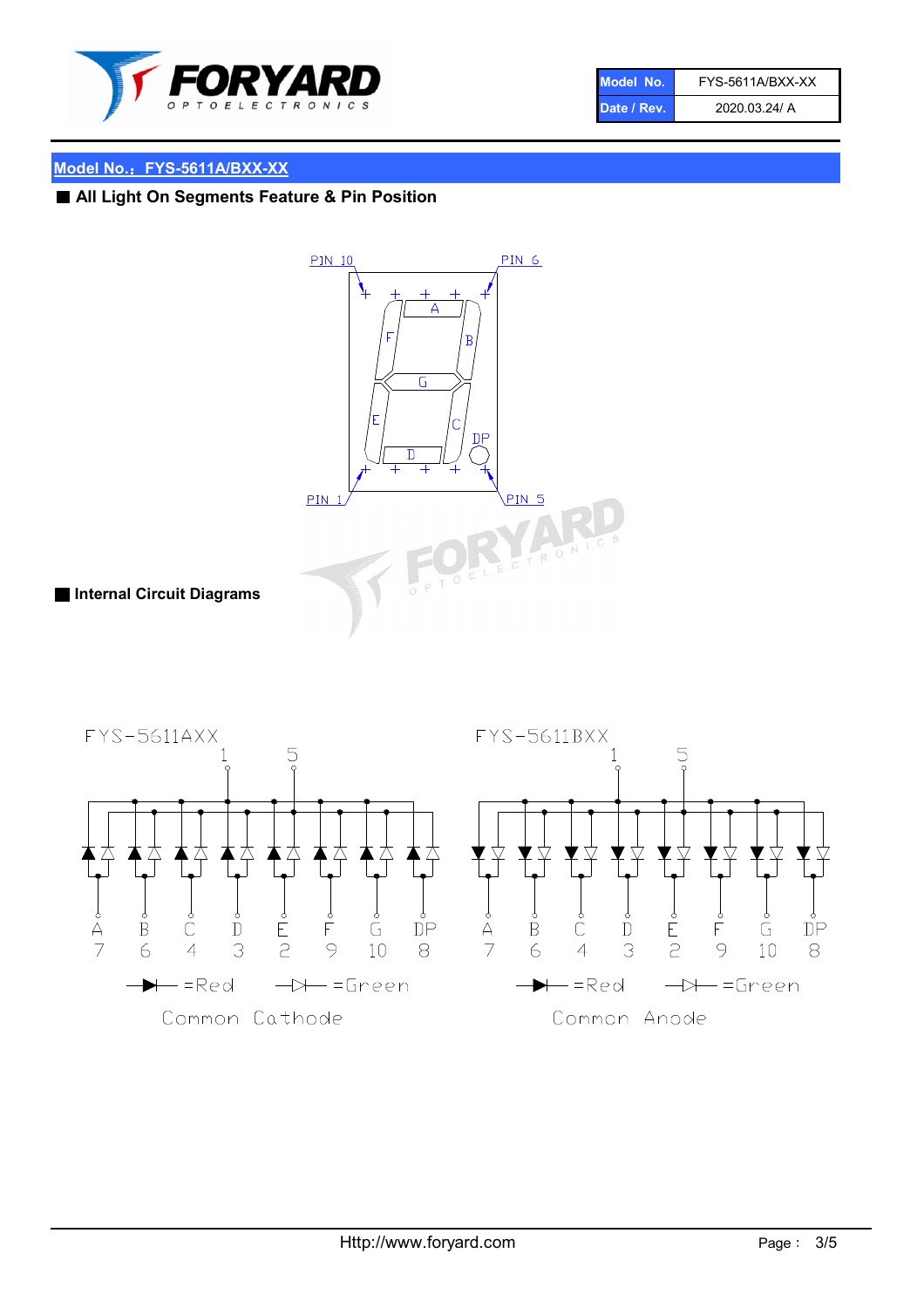## Model No.：FYS-5611A/BXX-XX

■ **All Light On Segments Feature & Pin Position**

PIN 10　PIN 6

A　F　B　G　E　C　DP　D

PIN 1　PIN 5

■ **Internal Circuit Diagrams**

FYS-5611AXX

1　5

| A | B | C | D | E | F | G | DP |
|---|---|---|---|---|---|---|---|
| 7 | 6 | 4 | 3 | 2 | 9 | 10 | 8 |

=Red　=Green

Common Cathode

FYS-5611BXX

1　5

| A | B | C | D | E | F | G | DP |
|---|---|---|---|---|---|---|---|
| 7 | 6 | 4 | 3 | 2 | 9 | 10 | 8 |

=Red　=Green

Common Anode

Http://www.foryard.com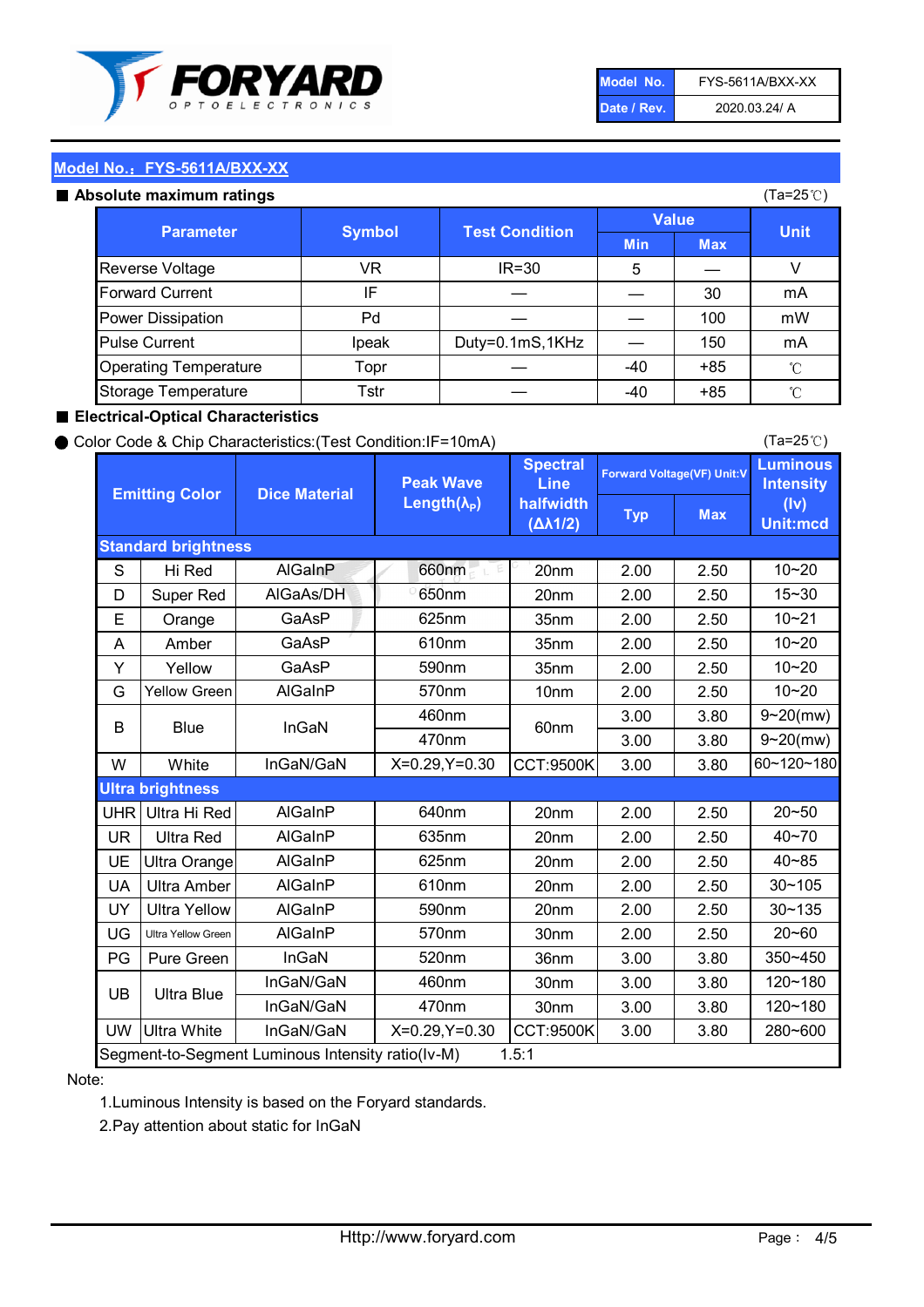| Model No. | FYS-5611A/BXX-XX |
|---|---|
| Date / Rev. | 2020.03.24/ A |

## Model No.：FYS-5611A/BXX-XX

### ■ Absolute maximum ratings

(Ta=25℃)

| Parameter | Symbol | Test Condition | Value | | Unit |
|---|---|---|---|---|---|
| | | | Min | Max | |
| Reverse Voltage | VR | IR=30 | 5 | — | V |
| Forward Current | IF | — | — | 30 | mA |
| Power Dissipation | Pd | — | — | 100 | mW |
| Pulse Current | Ipeak | Duty=0.1mS,1KHz | — | 150 | mA |
| Operating Temperature | Topr | — | -40 | +85 | ℃ |
| Storage Temperature | Tstr | — | -40 | +85 | ℃ |

### ■ Electrical-Optical Characteristics

● Color Code & Chip Characteristics:(Test Condition:IF=10mA)

(Ta=25℃)

| Emitting Color | | Dice Material | Peak Wave Length($\lambda_P$) | Spectral Line halfwidth ($\Delta\lambda 1/2$) | Forward Voltage(VF) Unit:V | | Luminous Intensity (Iv) Unit:mcd |
|---|---|---|---|---|---|---|---|
| | | | | | Typ | Max | |
| **Standard brightness** | | | | | | | |
| S | Hi Red | AlGaInP | 660nm | 20nm | 2.00 | 2.50 | 10~20 |
| D | Super Red | AlGaAs/DH | 650nm | 20nm | 2.00 | 2.50 | 15~30 |
| E | Orange | GaAsP | 625nm | 35nm | 2.00 | 2.50 | 10~21 |
| A | Amber | GaAsP | 610nm | 35nm | 2.00 | 2.50 | 10~20 |
| Y | Yellow | GaAsP | 590nm | 35nm | 2.00 | 2.50 | 10~20 |
| G | Yellow Green | AlGaInP | 570nm | 10nm | 2.00 | 2.50 | 10~20 |
| B | Blue | InGaN | 460nm | 60nm | 3.00 | 3.80 | 9~20(mw) |
| | | | 470nm | | 3.00 | 3.80 | 9~20(mw) |
| W | White | InGaN/GaN | X=0.29,Y=0.30 | CCT:9500K | 3.00 | 3.80 | 60~120~180 |
| **Ultra brightness** | | | | | | | |
| UHR | Ultra Hi Red | AlGaInP | 640nm | 20nm | 2.00 | 2.50 | 20~50 |
| UR | Ultra Red | AlGaInP | 635nm | 20nm | 2.00 | 2.50 | 40~70 |
| UE | Ultra Orange | AlGaInP | 625nm | 20nm | 2.00 | 2.50 | 40~85 |
| UA | Ultra Amber | AlGaInP | 610nm | 20nm | 2.00 | 2.50 | 30~105 |
| UY | Ultra Yellow | AlGaInP | 590nm | 20nm | 2.00 | 2.50 | 30~135 |
| UG | Ultra Yellow Green | AlGaInP | 570nm | 30nm | 2.00 | 2.50 | 20~60 |
| PG | Pure Green | InGaN | 520nm | 36nm | 3.00 | 3.80 | 350~450 |
| UB | Ultra Blue | InGaN/GaN | 460nm | 30nm | 3.00 | 3.80 | 120~180 |
| | | InGaN/GaN | 470nm | 30nm | 3.00 | 3.80 | 120~180 |
| UW | Ultra White | InGaN/GaN | X=0.29,Y=0.30 | CCT:9500K | 3.00 | 3.80 | 280~600 |
| Segment-to-Segment Luminous Intensity ratio(Iv-M) | | | | 1.5:1 | | | |

Note:

1.Luminous Intensity is based on the Foryard standards.

2.Pay attention about static for InGaN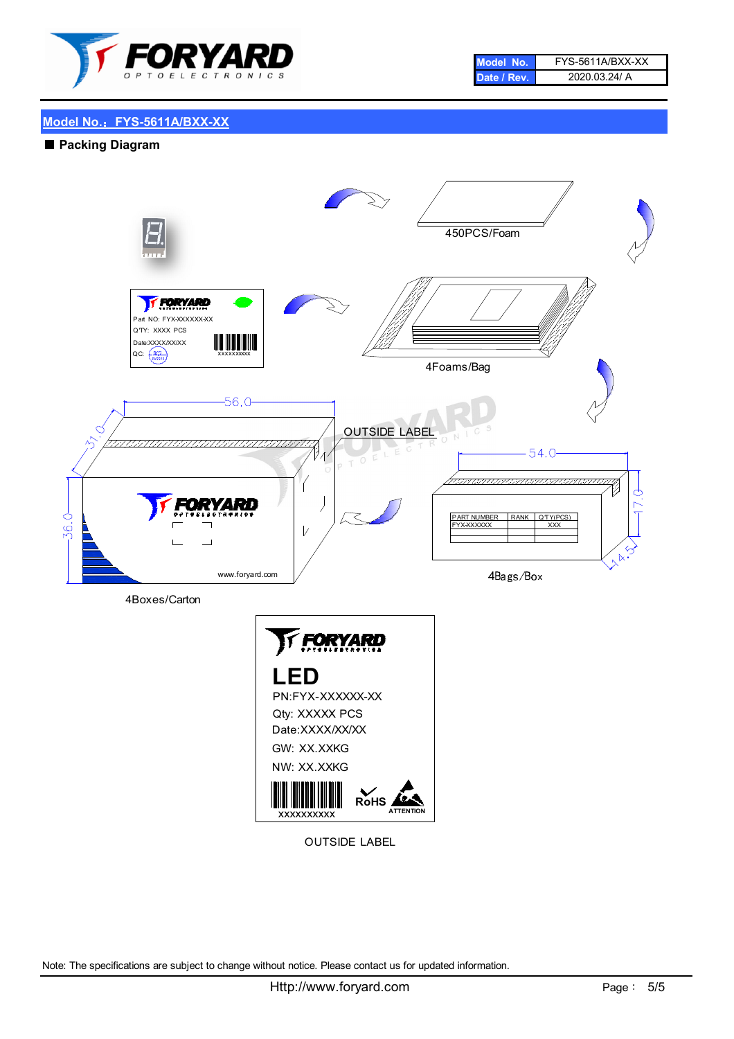| Model No. | FYS-5611A/BXX-XX |
| --- | --- |
| Date / Rev. | 2020.03.24/ A |

## Model No.：FYS-5611A/BXX-XX

### ■ Packing Diagram

450PCS/Foam

Part NO: FYX-XXXXXXX-XX
Q'TY: XXXX PCS
Date:XXXX/XX/XX
QC:
XXXXXXXXXX

4Foams/Bag

56.0
31.0
36.0
OUTSIDE LABEL
www.foryard.com

4Boxes/Carton

54.0
17.0
14.5

| PART NUMBER | RANK | Q'TY(PCS) |
| --- | --- | --- |
| FYX-XXXXXX | | XXX |
| | | |
| | | |

4Bags/Box

LED
PN:FYX-XXXXXX-XX
Qty: XXXXX PCS
Date:XXXX/XX/XX
GW: XX.XXKG
NW: XX.XXKG
XXXXXXXXXX
RoHS
ATTENTION

OUTSIDE LABEL

Note: The specifications are subject to change without notice. Please contact us for updated information.

Http://www.foryard.com